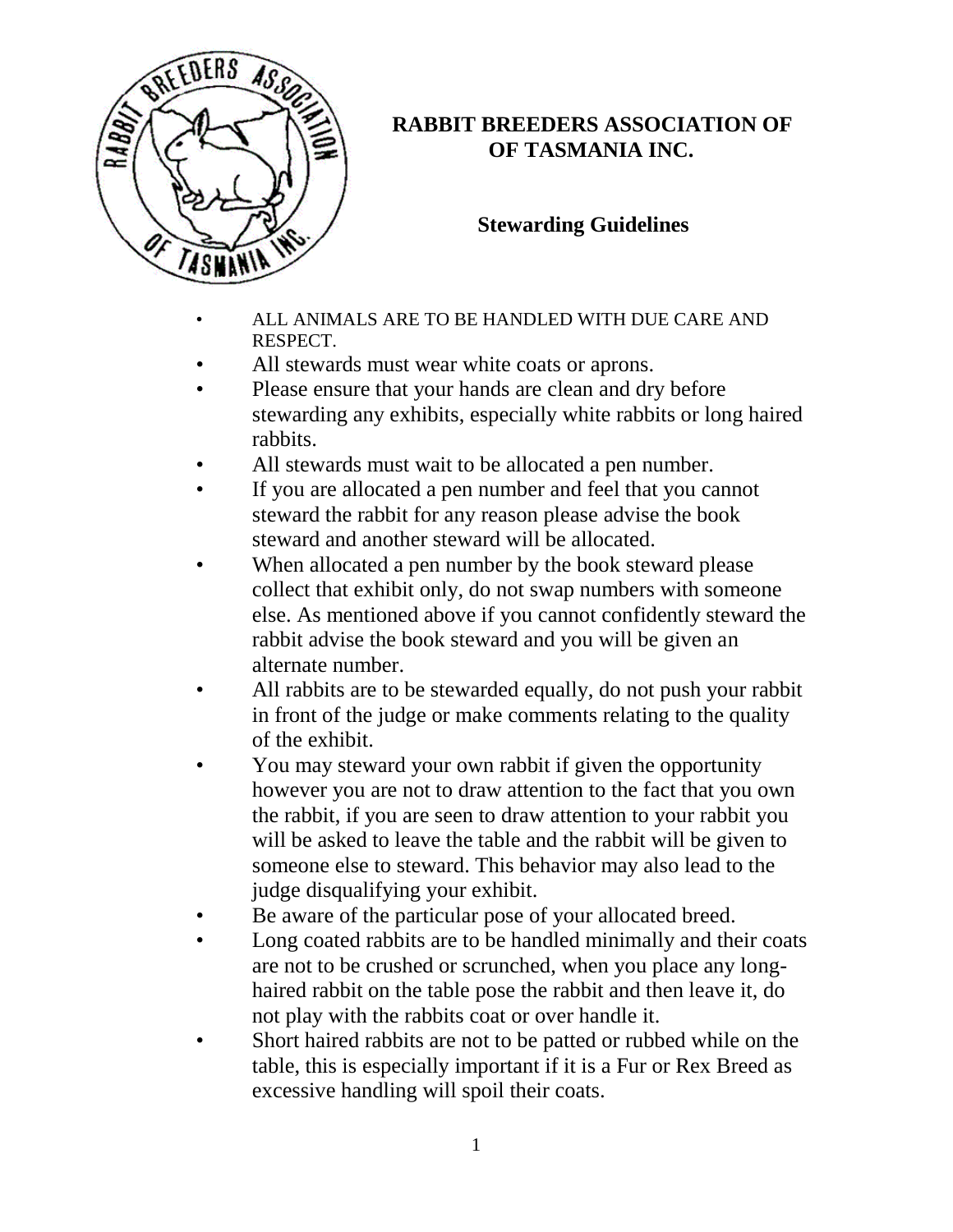# RABBIT BREEDERS ASSOCIATION OF OF TASMANIA INC.

## Stewarding Guidelines

- ALL ANIMALS ARE TO BE HANDLED WITH DUE CARE AND RESPECT.
- All stewards must wear white coats or aprons.
- Please ensure that your hands are clean and dry before stewarding any exhibits, especially white rabbits or long haired rabbits.
- All stewards must wait to be allocated a pen number.
- If you are allocated a pen number and feel that you cannot steward the rabbit for any reason please advise the book steward and another steward will be allocated.
- When allocated a pen number by the book steward please collect that exhibit only, do not swap numbers with someone else. As mentioned above if you cannot confidently steward the rabbit advise the book steward and you will be given an alternate number.
- All rabbits are to be stewarded equally, do not push your rabbit in front of the judge or make comments relating to the quality of the exhibit.
- You may steward your own rabbit if given the opportunity however you are not to draw attention to the fact that you own the rabbit, if you are seen to draw attention to your rabbit you will be asked to leave the table and the rabbit will be given to someone else to steward. This behavior may also lead to the judge disqualifying your exhibit.
- Be aware of the particular pose of your allocated breed.
- Long coated rabbits are to be handled minimally and their coats are not to be crushed or scrunched, when you place any long-haired rabbit on the table pose the rabbit and then leave it, do not play with the rabbits coat or over handle it.
- Short haired rabbits are not to be patted or rubbed while on the table, this is especially important if it is a Fur or Rex Breed as excessive handling will spoil their coats.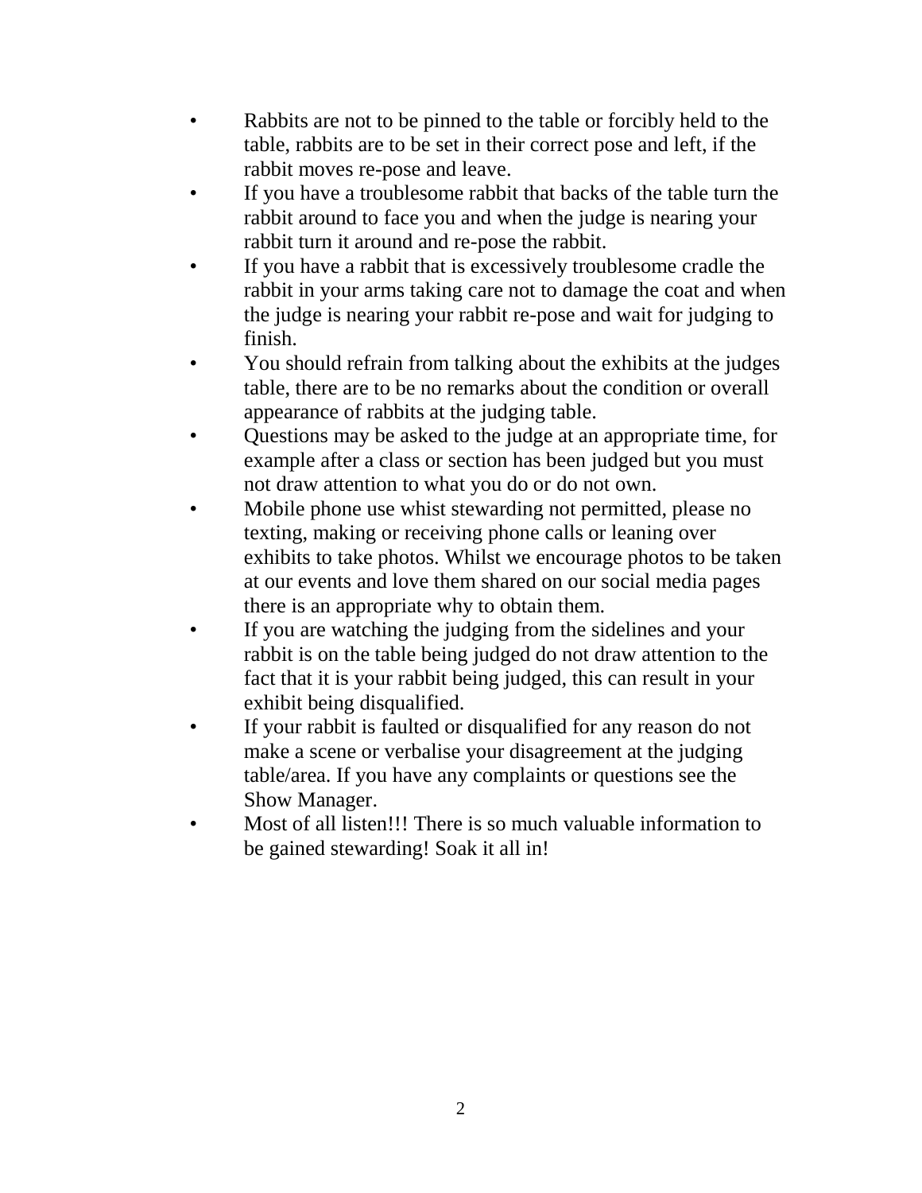- Rabbits are not to be pinned to the table or forcibly held to the table, rabbits are to be set in their correct pose and left, if the rabbit moves re-pose and leave.
- If you have a troublesome rabbit that backs of the table turn the rabbit around to face you and when the judge is nearing your rabbit turn it around and re-pose the rabbit.
- If you have a rabbit that is excessively troublesome cradle the rabbit in your arms taking care not to damage the coat and when the judge is nearing your rabbit re-pose and wait for judging to finish.
- You should refrain from talking about the exhibits at the judges table, there are to be no remarks about the condition or overall appearance of rabbits at the judging table.
- Questions may be asked to the judge at an appropriate time, for example after a class or section has been judged but you must not draw attention to what you do or do not own.
- Mobile phone use whist stewarding not permitted, please no texting, making or receiving phone calls or leaning over exhibits to take photos. Whilst we encourage photos to be taken at our events and love them shared on our social media pages there is an appropriate why to obtain them.
- If you are watching the judging from the sidelines and your rabbit is on the table being judged do not draw attention to the fact that it is your rabbit being judged, this can result in your exhibit being disqualified.
- If your rabbit is faulted or disqualified for any reason do not make a scene or verbalise your disagreement at the judging table/area. If you have any complaints or questions see the Show Manager.
- Most of all listen!!! There is so much valuable information to be gained stewarding! Soak it all in!